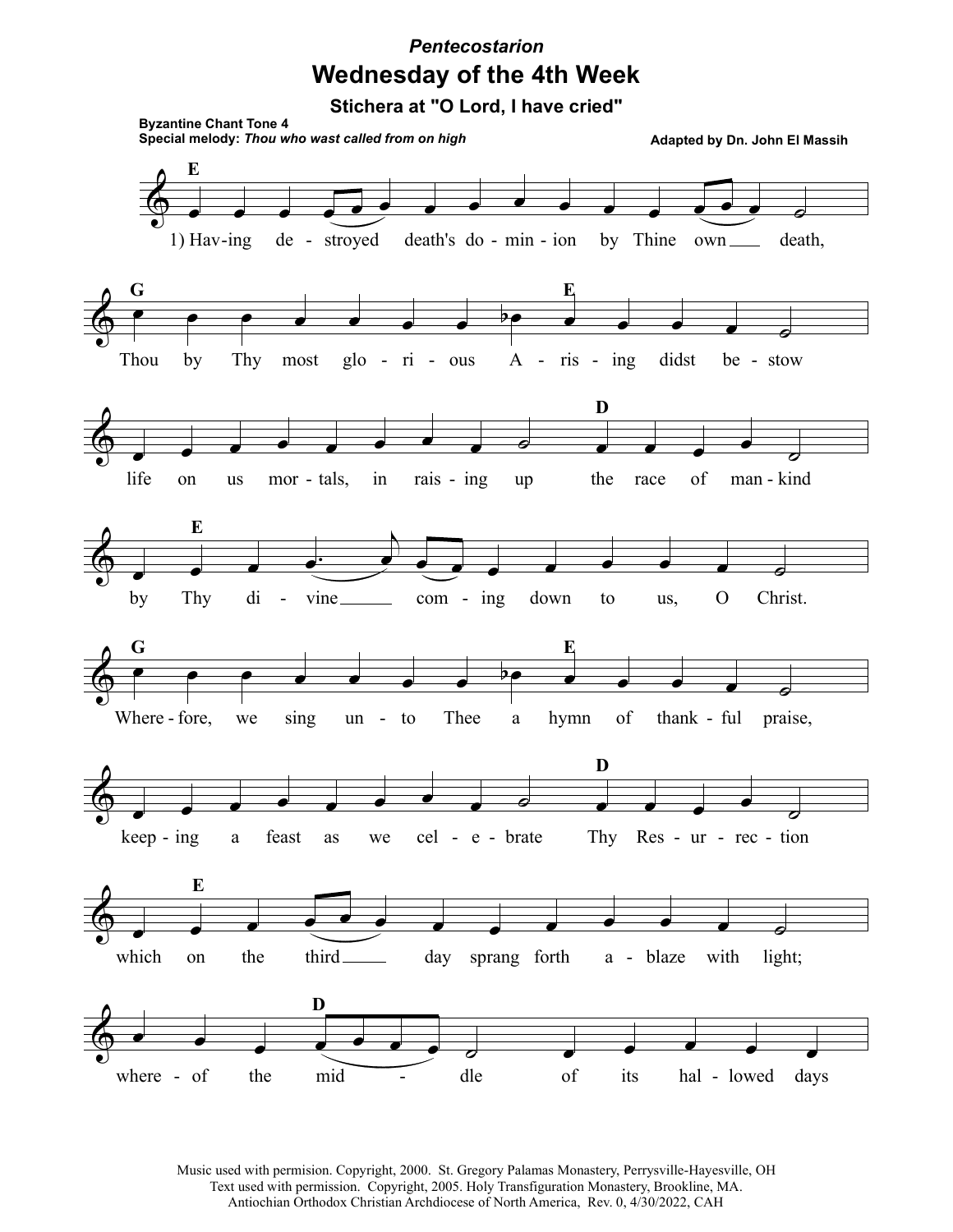*Pentecostarion*

# Wednesday of the 4th Week

### Stichera at "O Lord, I have cried"

**Byzantine Chant Tone 4**
**Special melody:** ***Thou who wast called from on high***

**Adapted by Dn. John El Massih**

1) Hav-ing de-stroyed death's do-min-ion by Thine own death,

Thou by Thy most glo-ri-ous A-ris-ing didst be-stow

life on us mor-tals, in rais-ing up the race of man-kind

by Thy di-vine com-ing down to us, O Christ.

Where-fore, we sing un-to Thee a hymn of thank-ful praise,

keep-ing a feast as we cel-e-brate Thy Res-ur-rec-tion

which on the third day sprang forth a-blaze with light;

where-of the mid-dle of its hal-lowed days

Music used with permision. Copyright, 2000. St. Gregory Palamas Monastery, Perrysville-Hayesville, OH
Text used with permission. Copyright, 2005. Holy Transfiguration Monastery, Brookline, MA.
Antiochian Orthodox Christian Archdiocese of North America, Rev. 0, 4/30/2022, CAH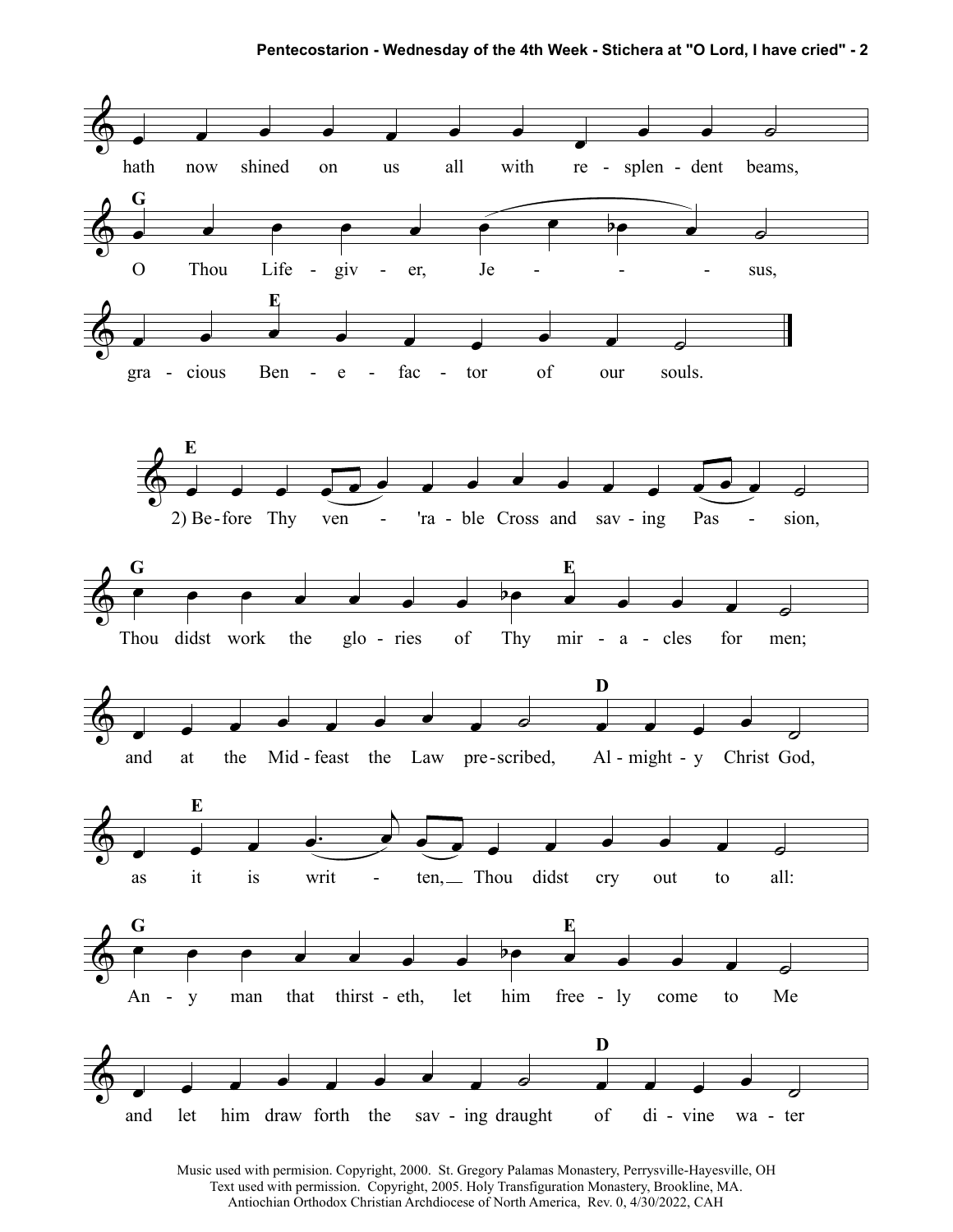hath now shined on us all with re - splen - dent beams,

**G**

O Thou Life - giv - er, Je - - - sus,

**E**

gra - cious Ben - e - fac - tor of our souls.

**E**

2) Be - fore Thy ven - 'ra - ble Cross and sav - ing Pas - sion,

**G** **E**

Thou didst work the glo - ries of Thy mir - a - cles for men;

**D**

and at the Mid - feast the Law pre - scribed, Al - might - y Christ God,

**E**

as it is writ - ten, Thou didst cry out to all:

**G** **E**

An - y man that thirst - eth, let him free - ly come to Me

**D**

and let him draw forth the sav - ing draught of di - vine wa - ter

Music used with permision. Copyright, 2000. St. Gregory Palamas Monastery, Perrysville-Hayesville, OH
Text used with permission. Copyright, 2005. Holy Transfiguration Monastery, Brookline, MA.
Antiochian Orthodox Christian Archdiocese of North America, Rev. 0, 4/30/2022, CAH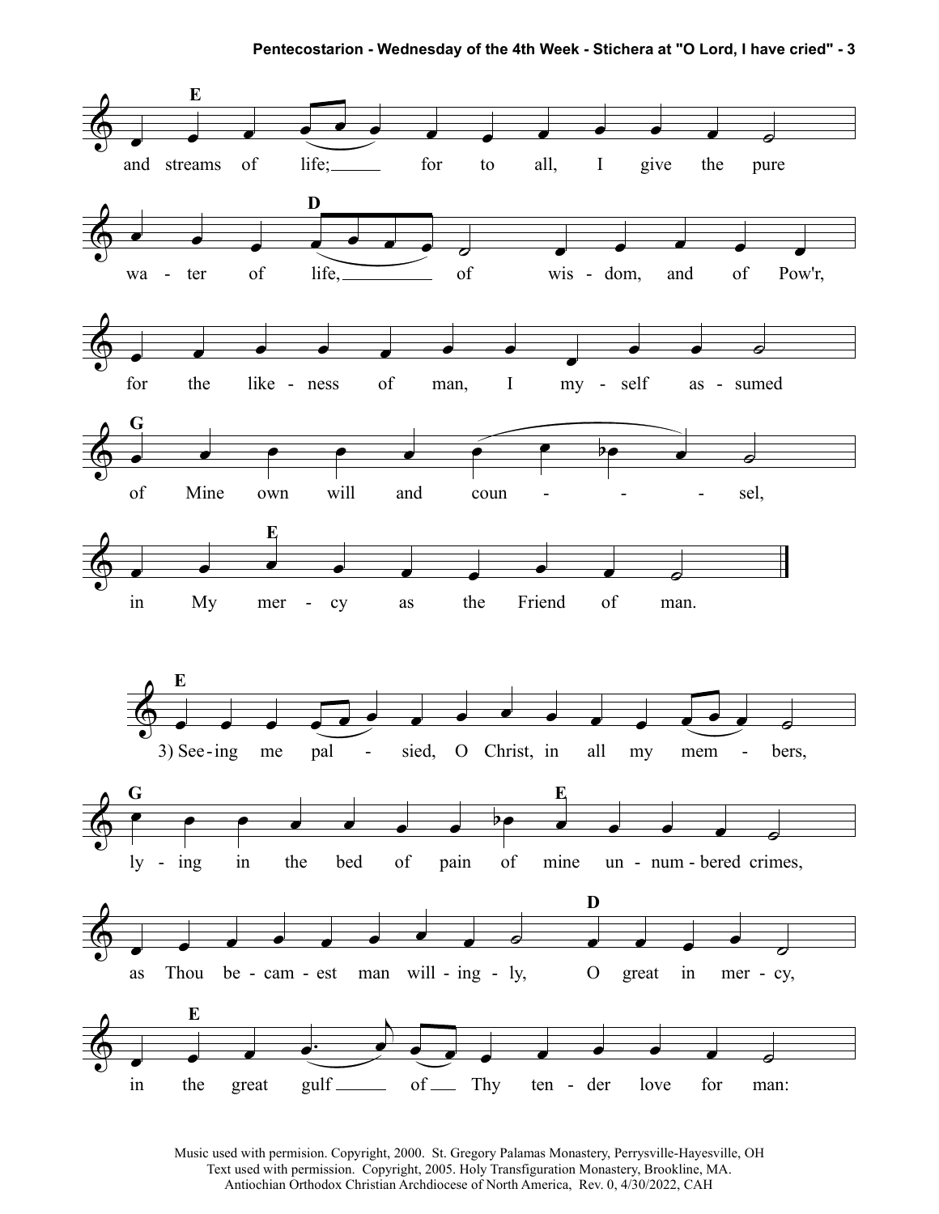and streams of life; for to all, I give the pure water of life, of wisdom, and of Pow'r, for the likeness of man, I myself assumed of Mine own will and counsel, in My mercy as the Friend of man.

3) Seeing me palsied, O Christ, in all my members, lying in the bed of pain of mine unnumbered crimes, as Thou becamest man willingly, O great in mercy, in the great gulf of Thy tender love for man:

Music used with permision. Copyright, 2000. St. Gregory Palamas Monastery, Perrysville-Hayesville, OH
Text used with permission. Copyright, 2005. Holy Transfiguration Monastery, Brookline, MA.
Antiochian Orthodox Christian Archdiocese of North America, Rev. 0, 4/30/2022, CAH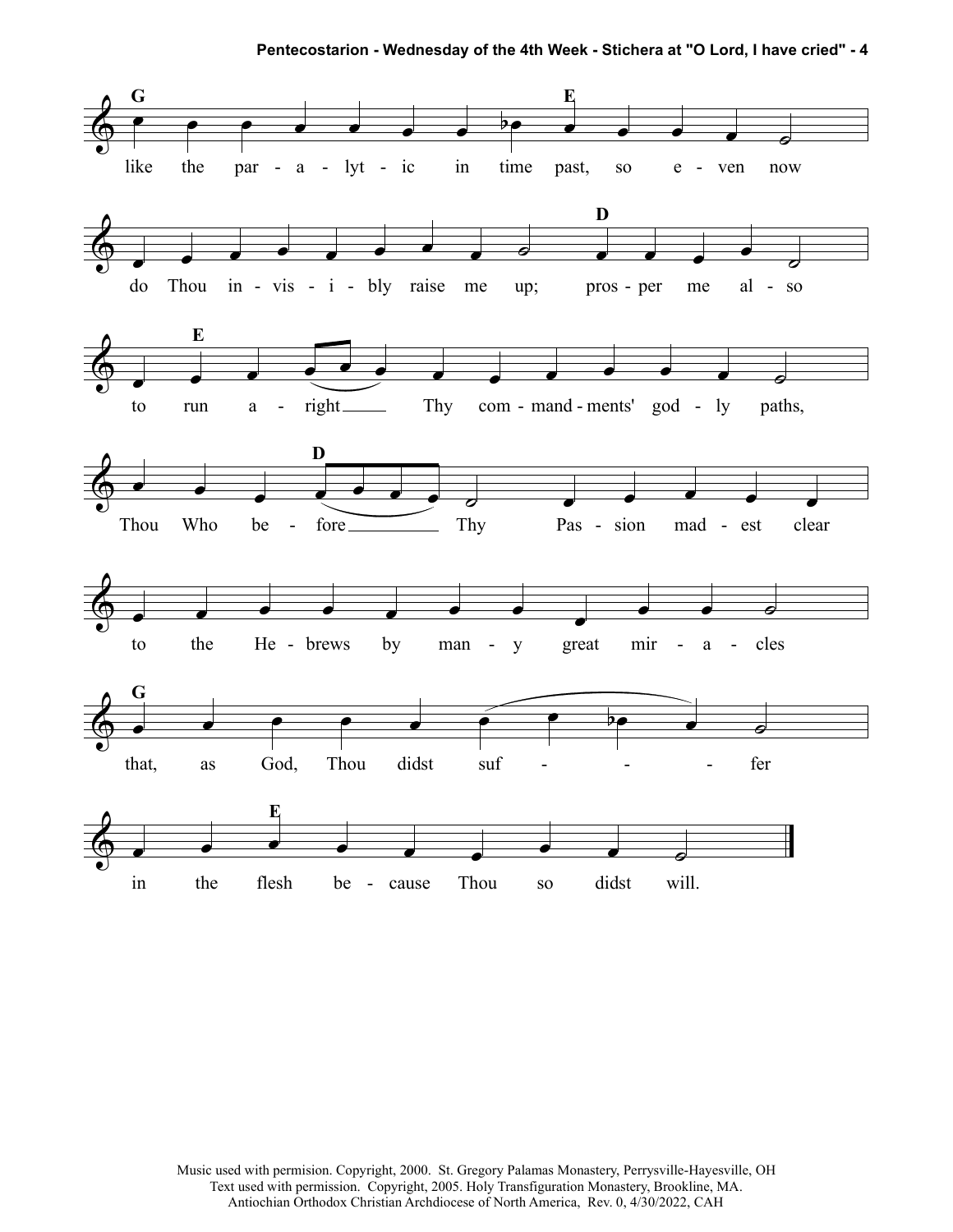like the paralytic in time past, so even now

do Thou invisibly raise me up; prosper me also

to run aright Thy commandments' godly paths,

Thou Who before Thy Passion madest clear

to the Hebrews by many great miracles

that, as God, Thou didst suffer

in the flesh because Thou so didst will.